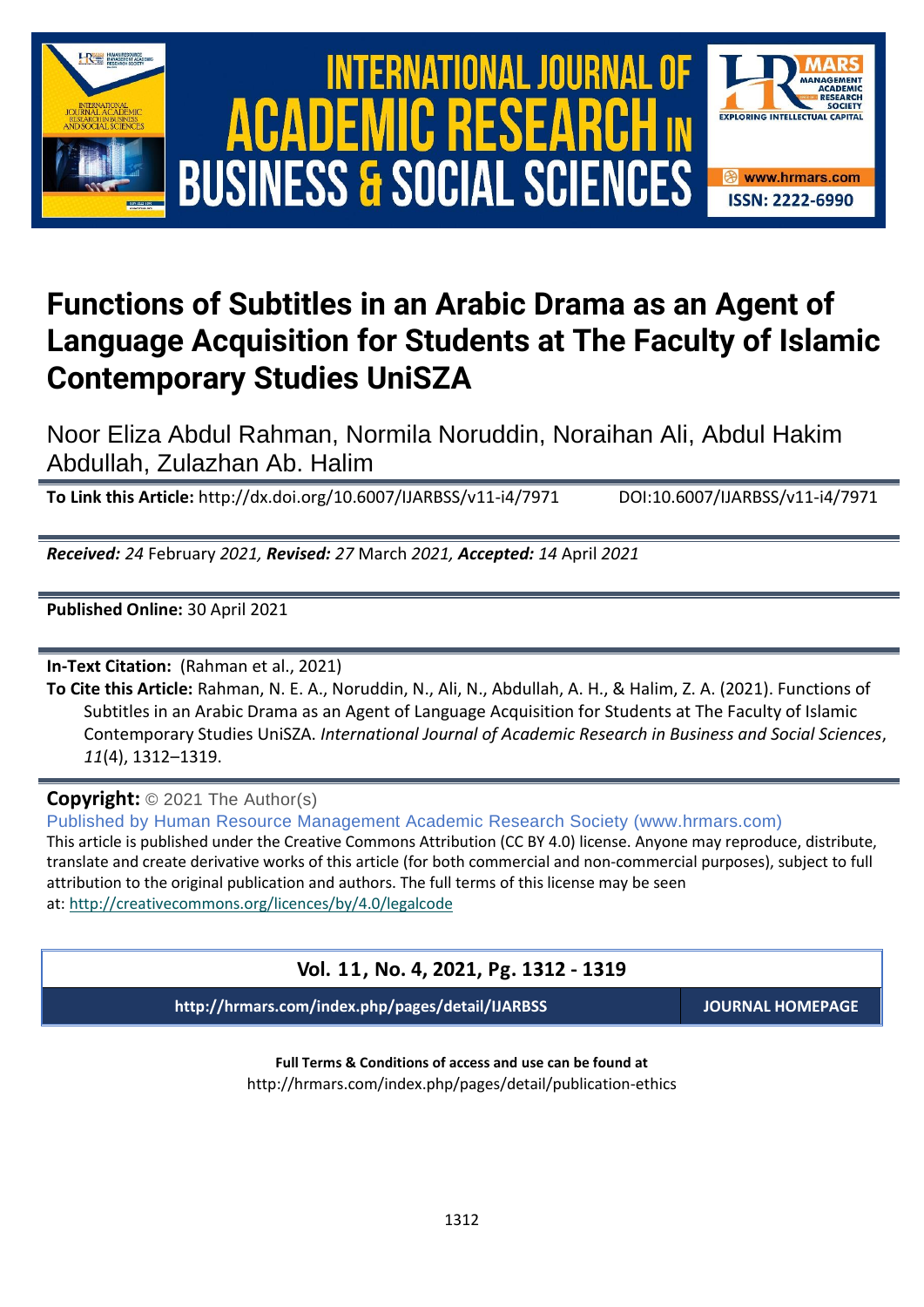# Functions of Subtitles in an Arabic Drama as an Agent of Language Acquisition for Students at The Faculty of Islamic Contemporary Studies UniSZA

Noor Eliza Abdul Rahman, Normila Noruddin, Noraihan Ali, Abdul Hakim Abdullah, Zulazhan Ab. Halim

**To Link this Article:** http://dx.doi.org/10.6007/IJARBSS/v11-i4/7971 DOI:10.6007/IJARBSS/v11-i4/7971

***Received:*** *24* February *2021*, ***Revised:*** *27* March *2021*, ***Accepted:*** *14* April *2021*

**Published Online:** 30 April 2021

**In-Text Citation:** (Rahman et al., 2021)

**To Cite this Article:** Rahman, N. E. A., Noruddin, N., Ali, N., Abdullah, A. H., & Halim, Z. A. (2021). Functions of Subtitles in an Arabic Drama as an Agent of Language Acquisition for Students at The Faculty of Islamic Contemporary Studies UniSZA. *International Journal of Academic Research in Business and Social Sciences*, *11*(4), 1312–1319.

**Copyright:** © 2021 The Author(s)

Published by Human Resource Management Academic Research Society (www.hrmars.com)

This article is published under the Creative Commons Attribution (CC BY 4.0) license. Anyone may reproduce, distribute, translate and create derivative works of this article (for both commercial and non-commercial purposes), subject to full attribution to the original publication and authors. The full terms of this license may be seen at: http://creativecommons.org/licences/by/4.0/legalcode

**Vol. 11, No. 4, 2021, Pg. 1312 - 1319**

**http://hrmars.com/index.php/pages/detail/IJARBSS** **JOURNAL HOMEPAGE**

**Full Terms & Conditions of access and use can be found at**

http://hrmars.com/index.php/pages/detail/publication-ethics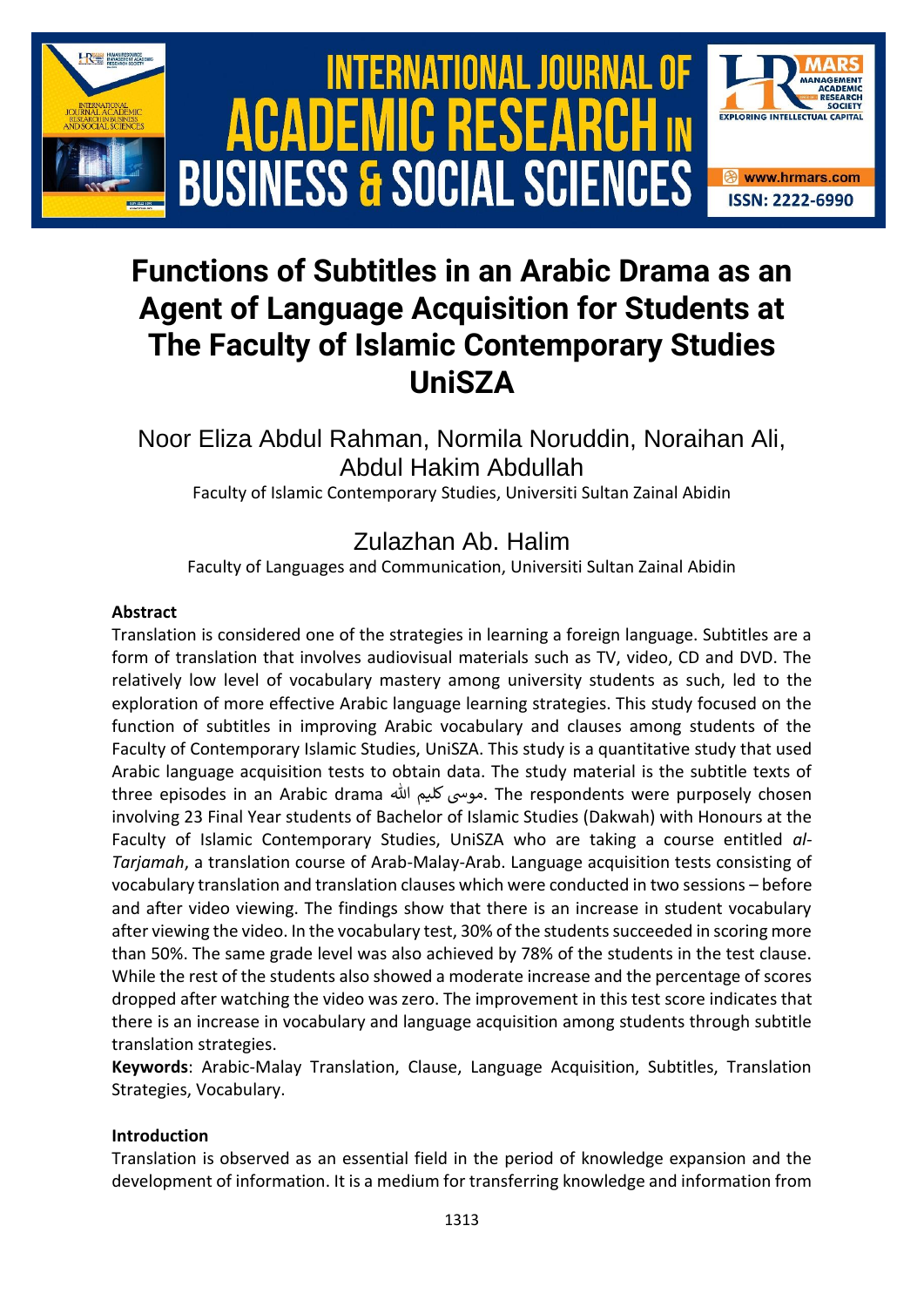# Functions of Subtitles in an Arabic Drama as an Agent of Language Acquisition for Students at The Faculty of Islamic Contemporary Studies UniSZA

Noor Eliza Abdul Rahman, Normila Noruddin, Noraihan Ali, Abdul Hakim Abdullah

Faculty of Islamic Contemporary Studies, Universiti Sultan Zainal Abidin

Zulazhan Ab. Halim

Faculty of Languages and Communication, Universiti Sultan Zainal Abidin

**Abstract**

Translation is considered one of the strategies in learning a foreign language. Subtitles are a form of translation that involves audiovisual materials such as TV, video, CD and DVD. The relatively low level of vocabulary mastery among university students as such, led to the exploration of more effective Arabic language learning strategies. This study focused on the function of subtitles in improving Arabic vocabulary and clauses among students of the Faculty of Contemporary Islamic Studies, UniSZA. This study is a quantitative study that used Arabic language acquisition tests to obtain data. The study material is the subtitle texts of three episodes in an Arabic drama موسى كليم الله. The respondents were purposely chosen involving 23 Final Year students of Bachelor of Islamic Studies (Dakwah) with Honours at the Faculty of Islamic Contemporary Studies, UniSZA who are taking a course entitled *al-Tarjamah*, a translation course of Arab-Malay-Arab. Language acquisition tests consisting of vocabulary translation and translation clauses which were conducted in two sessions – before and after video viewing. The findings show that there is an increase in student vocabulary after viewing the video. In the vocabulary test, 30% of the students succeeded in scoring more than 50%. The same grade level was also achieved by 78% of the students in the test clause. While the rest of the students also showed a moderate increase and the percentage of scores dropped after watching the video was zero. The improvement in this test score indicates that there is an increase in vocabulary and language acquisition among students through subtitle translation strategies.

**Keywords**: Arabic-Malay Translation, Clause, Language Acquisition, Subtitles, Translation Strategies, Vocabulary.

**Introduction**

Translation is observed as an essential field in the period of knowledge expansion and the development of information. It is a medium for transferring knowledge and information from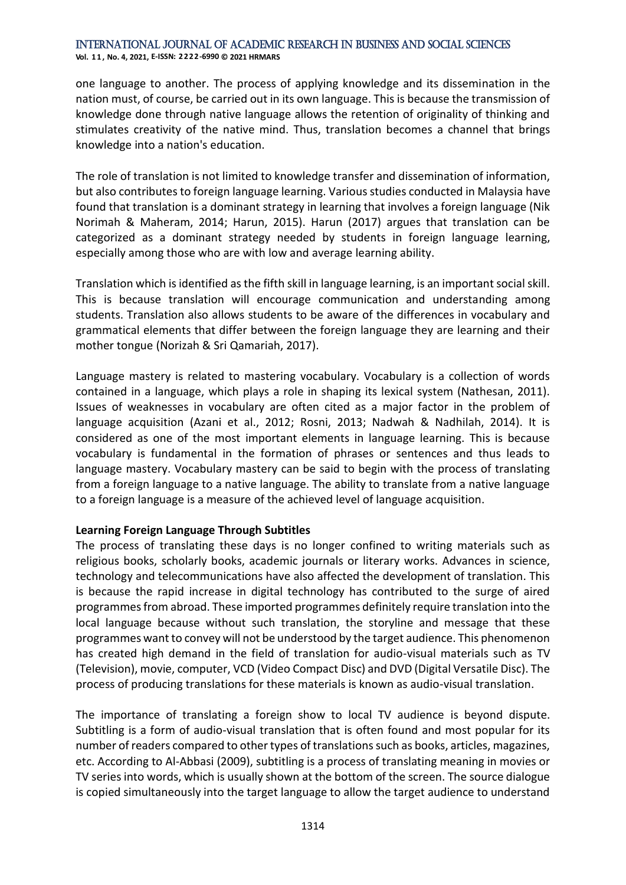one language to another. The process of applying knowledge and its dissemination in the nation must, of course, be carried out in its own language. This is because the transmission of knowledge done through native language allows the retention of originality of thinking and stimulates creativity of the native mind. Thus, translation becomes a channel that brings knowledge into a nation's education.

The role of translation is not limited to knowledge transfer and dissemination of information, but also contributes to foreign language learning. Various studies conducted in Malaysia have found that translation is a dominant strategy in learning that involves a foreign language (Nik Norimah & Maheram, 2014; Harun, 2015). Harun (2017) argues that translation can be categorized as a dominant strategy needed by students in foreign language learning, especially among those who are with low and average learning ability.

Translation which is identified as the fifth skill in language learning, is an important social skill. This is because translation will encourage communication and understanding among students. Translation also allows students to be aware of the differences in vocabulary and grammatical elements that differ between the foreign language they are learning and their mother tongue (Norizah & Sri Qamariah, 2017).

Language mastery is related to mastering vocabulary. Vocabulary is a collection of words contained in a language, which plays a role in shaping its lexical system (Nathesan, 2011). Issues of weaknesses in vocabulary are often cited as a major factor in the problem of language acquisition (Azani et al., 2012; Rosni, 2013; Nadwah & Nadhilah, 2014). It is considered as one of the most important elements in language learning. This is because vocabulary is fundamental in the formation of phrases or sentences and thus leads to language mastery. Vocabulary mastery can be said to begin with the process of translating from a foreign language to a native language. The ability to translate from a native language to a foreign language is a measure of the achieved level of language acquisition.

**Learning Foreign Language Through Subtitles**

The process of translating these days is no longer confined to writing materials such as religious books, scholarly books, academic journals or literary works. Advances in science, technology and telecommunications have also affected the development of translation. This is because the rapid increase in digital technology has contributed to the surge of aired programmes from abroad. These imported programmes definitely require translation into the local language because without such translation, the storyline and message that these programmes want to convey will not be understood by the target audience. This phenomenon has created high demand in the field of translation for audio-visual materials such as TV (Television), movie, computer, VCD (Video Compact Disc) and DVD (Digital Versatile Disc). The process of producing translations for these materials is known as audio-visual translation.

The importance of translating a foreign show to local TV audience is beyond dispute. Subtitling is a form of audio-visual translation that is often found and most popular for its number of readers compared to other types of translations such as books, articles, magazines, etc. According to Al-Abbasi (2009), subtitling is a process of translating meaning in movies or TV series into words, which is usually shown at the bottom of the screen. The source dialogue is copied simultaneously into the target language to allow the target audience to understand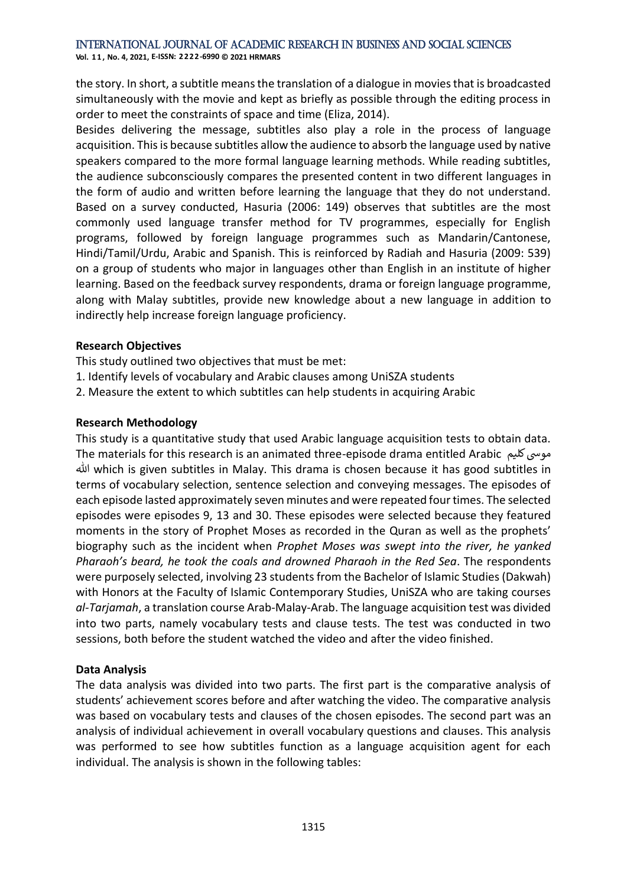the story. In short, a subtitle means the translation of a dialogue in movies that is broadcasted simultaneously with the movie and kept as briefly as possible through the editing process in order to meet the constraints of space and time (Eliza, 2014).

Besides delivering the message, subtitles also play a role in the process of language acquisition. This is because subtitles allow the audience to absorb the language used by native speakers compared to the more formal language learning methods. While reading subtitles, the audience subconsciously compares the presented content in two different languages in the form of audio and written before learning the language that they do not understand. Based on a survey conducted, Hasuria (2006: 149) observes that subtitles are the most commonly used language transfer method for TV programmes, especially for English programs, followed by foreign language programmes such as Mandarin/Cantonese, Hindi/Tamil/Urdu, Arabic and Spanish. This is reinforced by Radiah and Hasuria (2009: 539) on a group of students who major in languages other than English in an institute of higher learning. Based on the feedback survey respondents, drama or foreign language programme, along with Malay subtitles, provide new knowledge about a new language in addition to indirectly help increase foreign language proficiency.

## Research Objectives

This study outlined two objectives that must be met:

1. Identify levels of vocabulary and Arabic clauses among UniSZA students
2. Measure the extent to which subtitles can help students in acquiring Arabic

## Research Methodology

This study is a quantitative study that used Arabic language acquisition tests to obtain data. The materials for this research is an animated three-episode drama entitled Arabic موسى كليم الله which is given subtitles in Malay. This drama is chosen because it has good subtitles in terms of vocabulary selection, sentence selection and conveying messages. The episodes of each episode lasted approximately seven minutes and were repeated four times. The selected episodes were episodes 9, 13 and 30. These episodes were selected because they featured moments in the story of Prophet Moses as recorded in the Quran as well as the prophets' biography such as the incident when *Prophet Moses was swept into the river, he yanked Pharaoh's beard, he took the coals and drowned Pharaoh in the Red Sea*. The respondents were purposely selected, involving 23 students from the Bachelor of Islamic Studies (Dakwah) with Honors at the Faculty of Islamic Contemporary Studies, UniSZA who are taking courses *al-Tarjamah*, a translation course Arab-Malay-Arab. The language acquisition test was divided into two parts, namely vocabulary tests and clause tests. The test was conducted in two sessions, both before the student watched the video and after the video finished.

## Data Analysis

The data analysis was divided into two parts. The first part is the comparative analysis of students' achievement scores before and after watching the video. The comparative analysis was based on vocabulary tests and clauses of the chosen episodes. The second part was an analysis of individual achievement in overall vocabulary questions and clauses. This analysis was performed to see how subtitles function as a language acquisition agent for each individual. The analysis is shown in the following tables: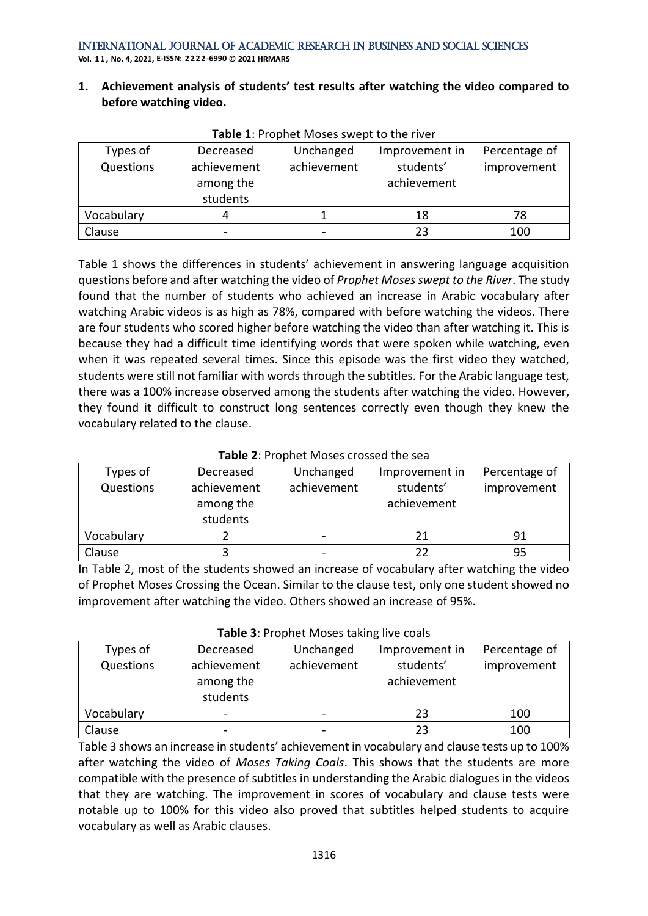1. **Achievement analysis of students' test results after watching the video compared to before watching video.**

**Table 1**: Prophet Moses swept to the river

| Types of Questions | Decreased achievement among the students | Unchanged achievement | Improvement in students' achievement | Percentage of improvement |
|---|---|---|---|---|
| Vocabulary | 4 | 1 | 18 | 78 |
| Clause | - | - | 23 | 100 |

Table 1 shows the differences in students' achievement in answering language acquisition questions before and after watching the video of *Prophet Moses swept to the River*. The study found that the number of students who achieved an increase in Arabic vocabulary after watching Arabic videos is as high as 78%, compared with before watching the videos. There are four students who scored higher before watching the video than after watching it. This is because they had a difficult time identifying words that were spoken while watching, even when it was repeated several times. Since this episode was the first video they watched, students were still not familiar with words through the subtitles. For the Arabic language test, there was a 100% increase observed among the students after watching the video. However, they found it difficult to construct long sentences correctly even though they knew the vocabulary related to the clause.

**Table 2**: Prophet Moses crossed the sea

| Types of Questions | Decreased achievement among the students | Unchanged achievement | Improvement in students' achievement | Percentage of improvement |
|---|---|---|---|---|
| Vocabulary | 2 | - | 21 | 91 |
| Clause | 3 | - | 22 | 95 |

In Table 2, most of the students showed an increase of vocabulary after watching the video of Prophet Moses Crossing the Ocean. Similar to the clause test, only one student showed no improvement after watching the video. Others showed an increase of 95%.

**Table 3**: Prophet Moses taking live coals

| Types of Questions | Decreased achievement among the students | Unchanged achievement | Improvement in students' achievement | Percentage of improvement |
|---|---|---|---|---|
| Vocabulary | - | - | 23 | 100 |
| Clause | - | - | 23 | 100 |

Table 3 shows an increase in students' achievement in vocabulary and clause tests up to 100% after watching the video of *Moses Taking Coals*. This shows that the students are more compatible with the presence of subtitles in understanding the Arabic dialogues in the videos that they are watching. The improvement in scores of vocabulary and clause tests were notable up to 100% for this video also proved that subtitles helped students to acquire vocabulary as well as Arabic clauses.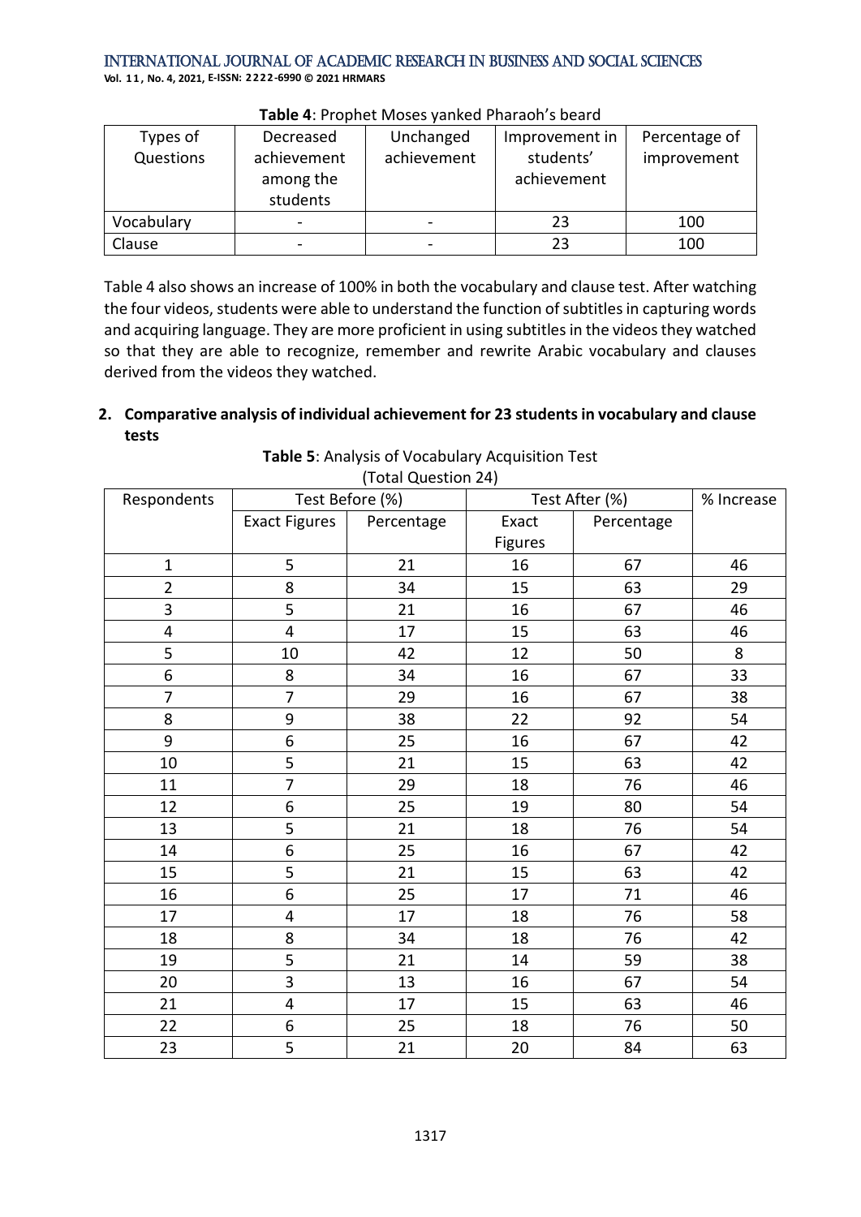**Table 4**: Prophet Moses yanked Pharaoh's beard

| Types of Questions | Decreased achievement among the students | Unchanged achievement | Improvement in students' achievement | Percentage of improvement |
|---|---|---|---|---|
| Vocabulary | - | - | 23 | 100 |
| Clause | - | - | 23 | 100 |

Table 4 also shows an increase of 100% in both the vocabulary and clause test. After watching the four videos, students were able to understand the function of subtitles in capturing words and acquiring language. They are more proficient in using subtitles in the videos they watched so that they are able to recognize, remember and rewrite Arabic vocabulary and clauses derived from the videos they watched.

2. **Comparative analysis of individual achievement for 23 students in vocabulary and clause tests**

**Table 5**: Analysis of Vocabulary Acquisition Test
(Total Question 24)

| Respondents | Test Before (%) | | Test After (%) | | % Increase |
|---|---|---|---|---|---|
| | Exact Figures | Percentage | Exact Figures | Percentage | |
| 1 | 5 | 21 | 16 | 67 | 46 |
| 2 | 8 | 34 | 15 | 63 | 29 |
| 3 | 5 | 21 | 16 | 67 | 46 |
| 4 | 4 | 17 | 15 | 63 | 46 |
| 5 | 10 | 42 | 12 | 50 | 8 |
| 6 | 8 | 34 | 16 | 67 | 33 |
| 7 | 7 | 29 | 16 | 67 | 38 |
| 8 | 9 | 38 | 22 | 92 | 54 |
| 9 | 6 | 25 | 16 | 67 | 42 |
| 10 | 5 | 21 | 15 | 63 | 42 |
| 11 | 7 | 29 | 18 | 76 | 46 |
| 12 | 6 | 25 | 19 | 80 | 54 |
| 13 | 5 | 21 | 18 | 76 | 54 |
| 14 | 6 | 25 | 16 | 67 | 42 |
| 15 | 5 | 21 | 15 | 63 | 42 |
| 16 | 6 | 25 | 17 | 71 | 46 |
| 17 | 4 | 17 | 18 | 76 | 58 |
| 18 | 8 | 34 | 18 | 76 | 42 |
| 19 | 5 | 21 | 14 | 59 | 38 |
| 20 | 3 | 13 | 16 | 67 | 54 |
| 21 | 4 | 17 | 15 | 63 | 46 |
| 22 | 6 | 25 | 18 | 76 | 50 |
| 23 | 5 | 21 | 20 | 84 | 63 |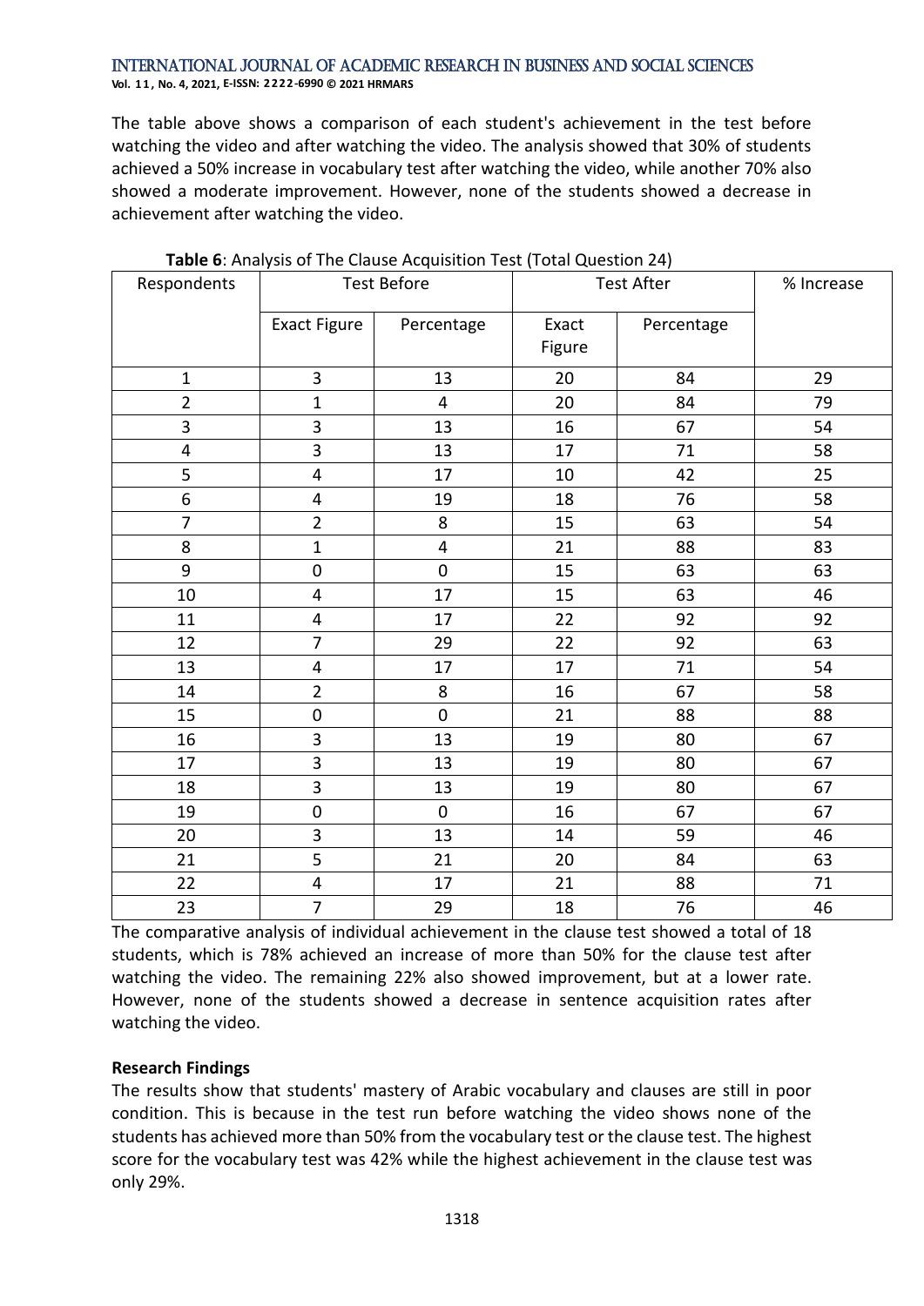The table above shows a comparison of each student's achievement in the test before watching the video and after watching the video. The analysis showed that 30% of students achieved a 50% increase in vocabulary test after watching the video, while another 70% also showed a moderate improvement. However, none of the students showed a decrease in achievement after watching the video.

**Table 6**: Analysis of The Clause Acquisition Test (Total Question 24)

| Respondents | Test Before | | Test After | | % Increase |
|---|---|---|---|---|---|
| | Exact Figure | Percentage | Exact Figure | Percentage | |
| 1 | 3 | 13 | 20 | 84 | 29 |
| 2 | 1 | 4 | 20 | 84 | 79 |
| 3 | 3 | 13 | 16 | 67 | 54 |
| 4 | 3 | 13 | 17 | 71 | 58 |
| 5 | 4 | 17 | 10 | 42 | 25 |
| 6 | 4 | 19 | 18 | 76 | 58 |
| 7 | 2 | 8 | 15 | 63 | 54 |
| 8 | 1 | 4 | 21 | 88 | 83 |
| 9 | 0 | 0 | 15 | 63 | 63 |
| 10 | 4 | 17 | 15 | 63 | 46 |
| 11 | 4 | 17 | 22 | 92 | 92 |
| 12 | 7 | 29 | 22 | 92 | 63 |
| 13 | 4 | 17 | 17 | 71 | 54 |
| 14 | 2 | 8 | 16 | 67 | 58 |
| 15 | 0 | 0 | 21 | 88 | 88 |
| 16 | 3 | 13 | 19 | 80 | 67 |
| 17 | 3 | 13 | 19 | 80 | 67 |
| 18 | 3 | 13 | 19 | 80 | 67 |
| 19 | 0 | 0 | 16 | 67 | 67 |
| 20 | 3 | 13 | 14 | 59 | 46 |
| 21 | 5 | 21 | 20 | 84 | 63 |
| 22 | 4 | 17 | 21 | 88 | 71 |
| 23 | 7 | 29 | 18 | 76 | 46 |

The comparative analysis of individual achievement in the clause test showed a total of 18 students, which is 78% achieved an increase of more than 50% for the clause test after watching the video. The remaining 22% also showed improvement, but at a lower rate. However, none of the students showed a decrease in sentence acquisition rates after watching the video.

**Research Findings**

The results show that students' mastery of Arabic vocabulary and clauses are still in poor condition. This is because in the test run before watching the video shows none of the students has achieved more than 50% from the vocabulary test or the clause test. The highest score for the vocabulary test was 42% while the highest achievement in the clause test was only 29%.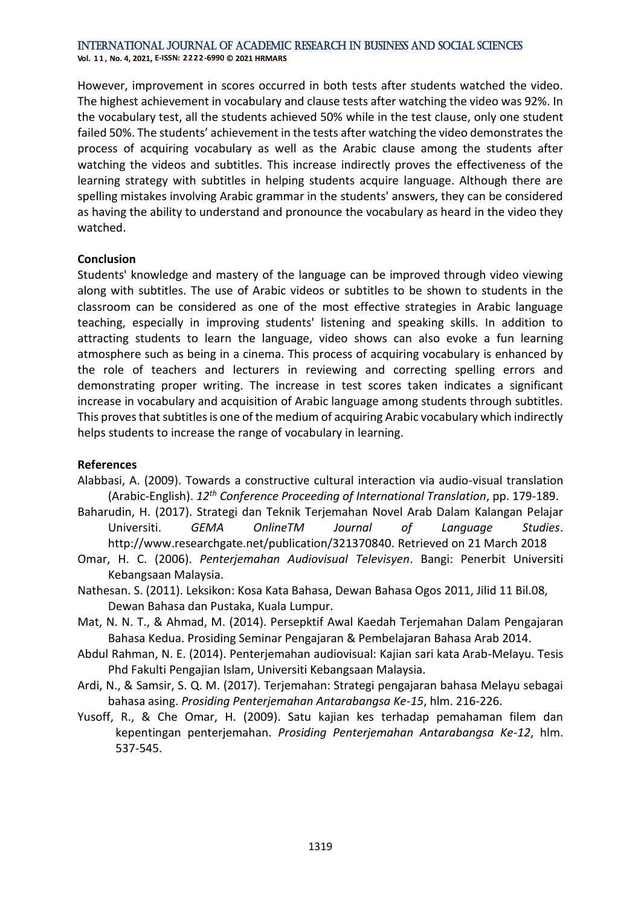However, improvement in scores occurred in both tests after students watched the video. The highest achievement in vocabulary and clause tests after watching the video was 92%. In the vocabulary test, all the students achieved 50% while in the test clause, only one student failed 50%. The students' achievement in the tests after watching the video demonstrates the process of acquiring vocabulary as well as the Arabic clause among the students after watching the videos and subtitles. This increase indirectly proves the effectiveness of the learning strategy with subtitles in helping students acquire language. Although there are spelling mistakes involving Arabic grammar in the students' answers, they can be considered as having the ability to understand and pronounce the vocabulary as heard in the video they watched.

## Conclusion

Students' knowledge and mastery of the language can be improved through video viewing along with subtitles. The use of Arabic videos or subtitles to be shown to students in the classroom can be considered as one of the most effective strategies in Arabic language teaching, especially in improving students' listening and speaking skills. In addition to attracting students to learn the language, video shows can also evoke a fun learning atmosphere such as being in a cinema. This process of acquiring vocabulary is enhanced by the role of teachers and lecturers in reviewing and correcting spelling errors and demonstrating proper writing. The increase in test scores taken indicates a significant increase in vocabulary and acquisition of Arabic language among students through subtitles. This proves that subtitles is one of the medium of acquiring Arabic vocabulary which indirectly helps students to increase the range of vocabulary in learning.

## References

Alabbasi, A. (2009). Towards a constructive cultural interaction via audio-visual translation (Arabic-English). *12th Conference Proceeding of International Translation*, pp. 179-189.

Baharudin, H. (2017). Strategi dan Teknik Terjemahan Novel Arab Dalam Kalangan Pelajar Universiti. *GEMA OnlineTM Journal of Language Studies*. http://www.researchgate.net/publication/321370840. Retrieved on 21 March 2018

Omar, H. C. (2006). *Penterjemahan Audiovisual Televisyen*. Bangi: Penerbit Universiti Kebangsaan Malaysia.

Nathesan. S. (2011). Leksikon: Kosa Kata Bahasa, Dewan Bahasa Ogos 2011, Jilid 11 Bil.08, Dewan Bahasa dan Pustaka, Kuala Lumpur.

Mat, N. N. T., & Ahmad, M. (2014). Persepktif Awal Kaedah Terjemahan Dalam Pengajaran Bahasa Kedua. Prosiding Seminar Pengajaran & Pembelajaran Bahasa Arab 2014.

Abdul Rahman, N. E. (2014). Penterjemahan audiovisual: Kajian sari kata Arab-Melayu. Tesis Phd Fakulti Pengajian Islam, Universiti Kebangsaan Malaysia.

Ardi, N., & Samsir, S. Q. M. (2017). Terjemahan: Strategi pengajaran bahasa Melayu sebagai bahasa asing. *Prosiding Penterjemahan Antarabangsa Ke-15*, hlm. 216-226.

Yusoff, R., & Che Omar, H. (2009). Satu kajian kes terhadap pemahaman filem dan kepentingan penterjemahan. *Prosiding Penterjemahan Antarabangsa Ke-12*, hlm. 537-545.